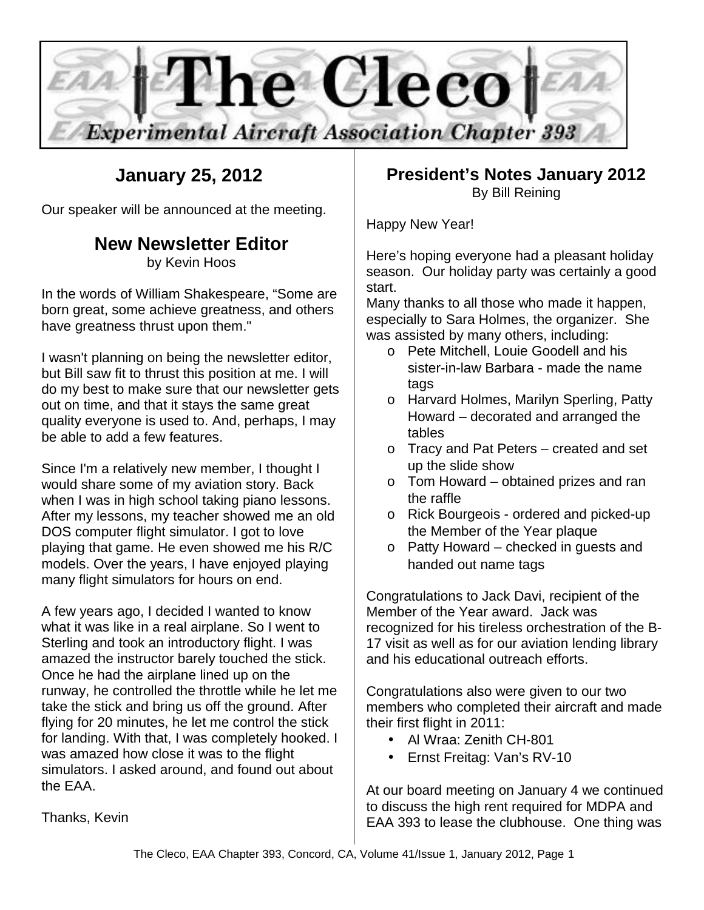# The Cleco

**Experimental Aircraft Association Chapter 393**

## January 25, 2012

Our speaker will be announced at the meeting.

## New Newsletter Editor

by Kevin Hoos

In the words of William Shakespeare, "Some are born great, some achieve greatness, and others have greatness thrust upon them."

I wasn't planning on being the newsletter editor, but Bill saw fit to thrust this position at me. I will do my best to make sure that our newsletter gets out on time, and that it stays the same great quality everyone is used to. And, perhaps, I may be able to add a few features.

Since I'm a relatively new member, I thought I would share some of my aviation story. Back when I was in high school taking piano lessons. After my lessons, my teacher showed me an old DOS computer flight simulator. I got to love playing that game. He even showed me his R/C models. Over the years, I have enjoyed playing many flight simulators for hours on end.

A few years ago, I decided I wanted to know what it was like in a real airplane. So I went to Sterling and took an introductory flight. I was amazed the instructor barely touched the stick. Once he had the airplane lined up on the runway, he controlled the throttle while he let me take the stick and bring us off the ground. After flying for 20 minutes, he let me control the stick for landing. With that, I was completely hooked. I was amazed how close it was to the flight simulators. I asked around, and found out about the EAA.

Thanks, Kevin

## President's Notes January 2012

By Bill Reining

Happy New Year!

Here's hoping everyone had a pleasant holiday season. Our holiday party was certainly a good start.

Many thanks to all those who made it happen, especially to Sara Holmes, the organizer. She was assisted by many others, including:

- Pete Mitchell, Louie Goodell and his sister-in-law Barbara - made the name tags
- Harvard Holmes, Marilyn Sperling, Patty Howard – decorated and arranged the tables
- Tracy and Pat Peters – created and set up the slide show
- Tom Howard – obtained prizes and ran the raffle
- Rick Bourgeois - ordered and picked-up the Member of the Year plaque
- Patty Howard – checked in guests and handed out name tags

Congratulations to Jack Davi, recipient of the Member of the Year award. Jack was recognized for his tireless orchestration of the B-17 visit as well as for our aviation lending library and his educational outreach efforts.

Congratulations also were given to our two members who completed their aircraft and made their first flight in 2011:

- Al Wraa: Zenith CH-801
- Ernst Freitag: Van's RV-10

At our board meeting on January 4 we continued to discuss the high rent required for MDPA and EAA 393 to lease the clubhouse. One thing was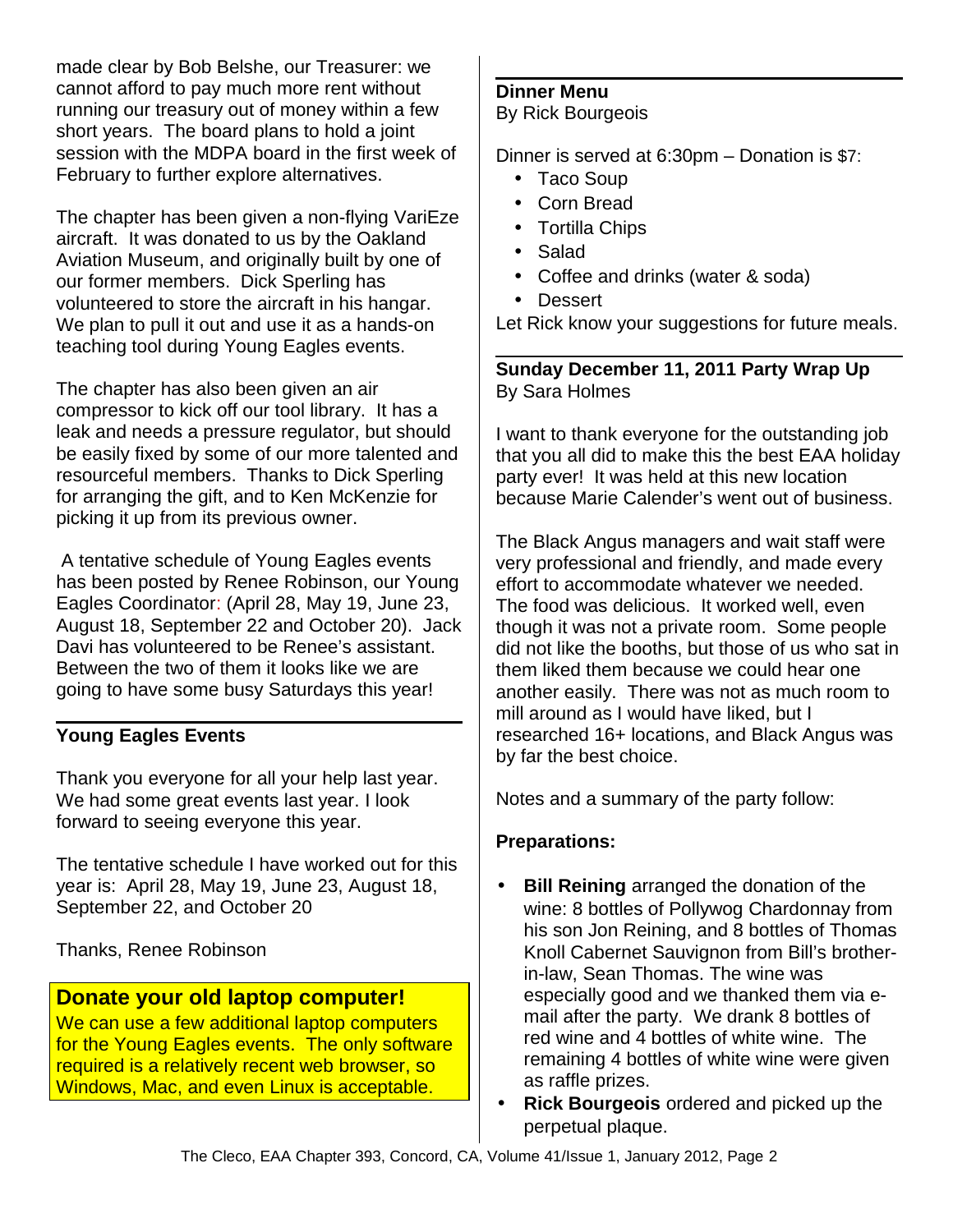made clear by Bob Belshe, our Treasurer: we cannot afford to pay much more rent without running our treasury out of money within a few short years. The board plans to hold a joint session with the MDPA board in the first week of February to further explore alternatives.

The chapter has been given a non-flying VariEze aircraft. It was donated to us by the Oakland Aviation Museum, and originally built by one of our former members. Dick Sperling has volunteered to store the aircraft in his hangar. We plan to pull it out and use it as a hands-on teaching tool during Young Eagles events.

The chapter has also been given an air compressor to kick off our tool library. It has a leak and needs a pressure regulator, but should be easily fixed by some of our more talented and resourceful members. Thanks to Dick Sperling for arranging the gift, and to Ken McKenzie for picking it up from its previous owner.

A tentative schedule of Young Eagles events has been posted by Renee Robinson, our Young Eagles Coordinator: (April 28, May 19, June 23, August 18, September 22 and October 20). Jack Davi has volunteered to be Renee's assistant. Between the two of them it looks like we are going to have some busy Saturdays this year!

## Young Eagles Events

Thank you everyone for all your help last year. We had some great events last year. I look forward to seeing everyone this year.

The tentative schedule I have worked out for this year is: April 28, May 19, June 23, August 18, September 22, and October 20

Thanks, Renee Robinson

## Donate your old laptop computer!

We can use a few additional laptop computers for the Young Eagles events. The only software required is a relatively recent web browser, so Windows, Mac, and even Linux is acceptable.

## Dinner Menu

By Rick Bourgeois

Dinner is served at 6:30pm – Donation is $7:

- Taco Soup
- Corn Bread
- Tortilla Chips
- Salad
- Coffee and drinks (water & soda)
- Dessert

Let Rick know your suggestions for future meals.

## Sunday December 11, 2011 Party Wrap Up

By Sara Holmes

I want to thank everyone for the outstanding job that you all did to make this the best EAA holiday party ever! It was held at this new location because Marie Calender's went out of business.

The Black Angus managers and wait staff were very professional and friendly, and made every effort to accommodate whatever we needed. The food was delicious. It worked well, even though it was not a private room. Some people did not like the booths, but those of us who sat in them liked them because we could hear one another easily. There was not as much room to mill around as I would have liked, but I researched 16+ locations, and Black Angus was by far the best choice.

Notes and a summary of the party follow:

### Preparations:

- **Bill Reining** arranged the donation of the wine: 8 bottles of Pollywog Chardonnay from his son Jon Reining, and 8 bottles of Thomas Knoll Cabernet Sauvignon from Bill's brother-in-law, Sean Thomas. The wine was especially good and we thanked them via e-mail after the party. We drank 8 bottles of red wine and 4 bottles of white wine. The remaining 4 bottles of white wine were given as raffle prizes.
- **Rick Bourgeois** ordered and picked up the perpetual plaque.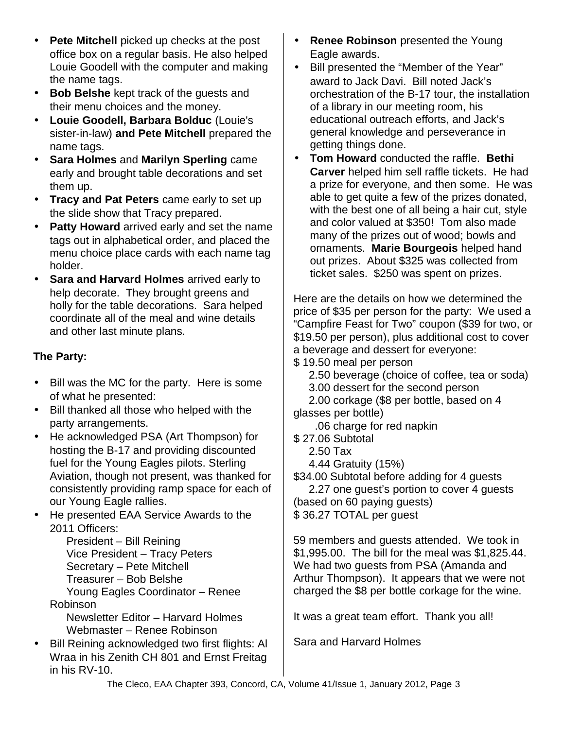- **Pete Mitchell** picked up checks at the post office box on a regular basis. He also helped Louie Goodell with the computer and making the name tags.
- **Bob Belshe** kept track of the guests and their menu choices and the money.
- **Louie Goodell, Barbara Bolduc** (Louie's sister-in-law) **and Pete Mitchell** prepared the name tags.
- **Sara Holmes** and **Marilyn Sperling** came early and brought table decorations and set them up.
- **Tracy and Pat Peters** came early to set up the slide show that Tracy prepared.
- **Patty Howard** arrived early and set the name tags out in alphabetical order, and placed the menu choice place cards with each name tag holder.
- **Sara and Harvard Holmes** arrived early to help decorate. They brought greens and holly for the table decorations. Sara helped coordinate all of the meal and wine details and other last minute plans.

**The Party:**

- Bill was the MC for the party. Here is some of what he presented:
- Bill thanked all those who helped with the party arrangements.
- He acknowledged PSA (Art Thompson) for hosting the B-17 and providing discounted fuel for the Young Eagles pilots. Sterling Aviation, though not present, was thanked for consistently providing ramp space for each of our Young Eagle rallies.
- He presented EAA Service Awards to the 2011 Officers:
  - President – Bill Reining
  - Vice President – Tracy Peters
  - Secretary – Pete Mitchell
  - Treasurer – Bob Belshe
  - Young Eagles Coordinator – Renee Robinson
  - Newsletter Editor – Harvard Holmes
  - Webmaster – Renee Robinson
- Bill Reining acknowledged two first flights: Al Wraa in his Zenith CH 801 and Ernst Freitag in his RV-10.
- **Renee Robinson** presented the Young Eagle awards.
- Bill presented the “Member of the Year” award to Jack Davi. Bill noted Jack’s orchestration of the B-17 tour, the installation of a library in our meeting room, his educational outreach efforts, and Jack’s general knowledge and perseverance in getting things done.
- **Tom Howard** conducted the raffle. **Bethi Carver** helped him sell raffle tickets. He had a prize for everyone, and then some. He was able to get quite a few of the prizes donated, with the best one of all being a hair cut, style and color valued at $350! Tom also made many of the prizes out of wood; bowls and ornaments. **Marie Bourgeois** helped hand out prizes. About $325 was collected from ticket sales. $250 was spent on prizes.

Here are the details on how we determined the price of $35 per person for the party: We used a “Campfire Feast for Two” coupon ($39 for two, or $19.50 per person), plus additional cost to cover a beverage and dessert for everyone:

$ 19.50 meal per person
2.50 beverage (choice of coffee, tea or soda)
3.00 dessert for the second person
2.00 corkage ($8 per bottle, based on 4 glasses per bottle)
.06 charge for red napkin
$ 27.06 Subtotal
2.50 Tax
4.44 Gratuity (15%)
$34.00 Subtotal before adding for 4 guests
2.27 one guest’s portion to cover 4 guests (based on 60 paying guests)
$ 36.27 TOTAL per guest

59 members and guests attended. We took in $1,995.00. The bill for the meal was $1,825.44. We had two guests from PSA (Amanda and Arthur Thompson). It appears that we were not charged the $8 per bottle corkage for the wine.

It was a great team effort. Thank you all!

Sara and Harvard Holmes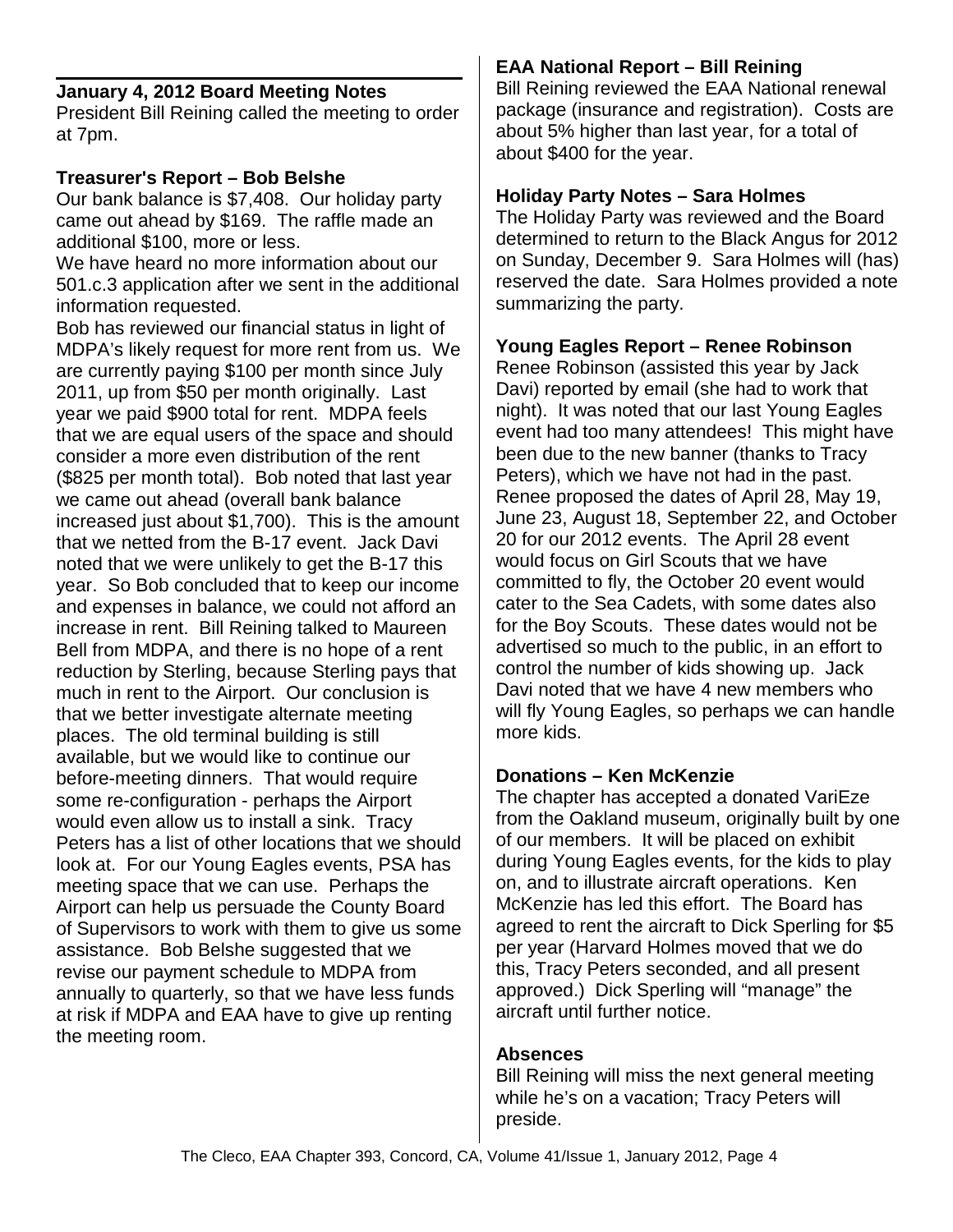## January 4, 2012 Board Meeting Notes

President Bill Reining called the meeting to order at 7pm.

### Treasurer's Report – Bob Belshe

Our bank balance is $7,408. Our holiday party came out ahead by $169. The raffle made an additional $100, more or less.

We have heard no more information about our 501.c.3 application after we sent in the additional information requested.

Bob has reviewed our financial status in light of MDPA's likely request for more rent from us. We are currently paying $100 per month since July 2011, up from $50 per month originally. Last year we paid $900 total for rent. MDPA feels that we are equal users of the space and should consider a more even distribution of the rent ($825 per month total). Bob noted that last year we came out ahead (overall bank balance increased just about $1,700). This is the amount that we netted from the B-17 event. Jack Davi noted that we were unlikely to get the B-17 this year. So Bob concluded that to keep our income and expenses in balance, we could not afford an increase in rent. Bill Reining talked to Maureen Bell from MDPA, and there is no hope of a rent reduction by Sterling, because Sterling pays that much in rent to the Airport. Our conclusion is that we better investigate alternate meeting places. The old terminal building is still available, but we would like to continue our before-meeting dinners. That would require some re-configuration - perhaps the Airport would even allow us to install a sink. Tracy Peters has a list of other locations that we should look at. For our Young Eagles events, PSA has meeting space that we can use. Perhaps the Airport can help us persuade the County Board of Supervisors to work with them to give us some assistance. Bob Belshe suggested that we revise our payment schedule to MDPA from annually to quarterly, so that we have less funds at risk if MDPA and EAA have to give up renting the meeting room.

### EAA National Report – Bill Reining

Bill Reining reviewed the EAA National renewal package (insurance and registration). Costs are about 5% higher than last year, for a total of about $400 for the year.

### Holiday Party Notes – Sara Holmes

The Holiday Party was reviewed and the Board determined to return to the Black Angus for 2012 on Sunday, December 9. Sara Holmes will (has) reserved the date. Sara Holmes provided a note summarizing the party.

### Young Eagles Report – Renee Robinson

Renee Robinson (assisted this year by Jack Davi) reported by email (she had to work that night). It was noted that our last Young Eagles event had too many attendees! This might have been due to the new banner (thanks to Tracy Peters), which we have not had in the past. Renee proposed the dates of April 28, May 19, June 23, August 18, September 22, and October 20 for our 2012 events. The April 28 event would focus on Girl Scouts that we have committed to fly, the October 20 event would cater to the Sea Cadets, with some dates also for the Boy Scouts. These dates would not be advertised so much to the public, in an effort to control the number of kids showing up. Jack Davi noted that we have 4 new members who will fly Young Eagles, so perhaps we can handle more kids.

### Donations – Ken McKenzie

The chapter has accepted a donated VariEze from the Oakland museum, originally built by one of our members. It will be placed on exhibit during Young Eagles events, for the kids to play on, and to illustrate aircraft operations. Ken McKenzie has led this effort. The Board has agreed to rent the aircraft to Dick Sperling for $5 per year (Harvard Holmes moved that we do this, Tracy Peters seconded, and all present approved.) Dick Sperling will "manage" the aircraft until further notice.

### Absences

Bill Reining will miss the next general meeting while he's on a vacation; Tracy Peters will preside.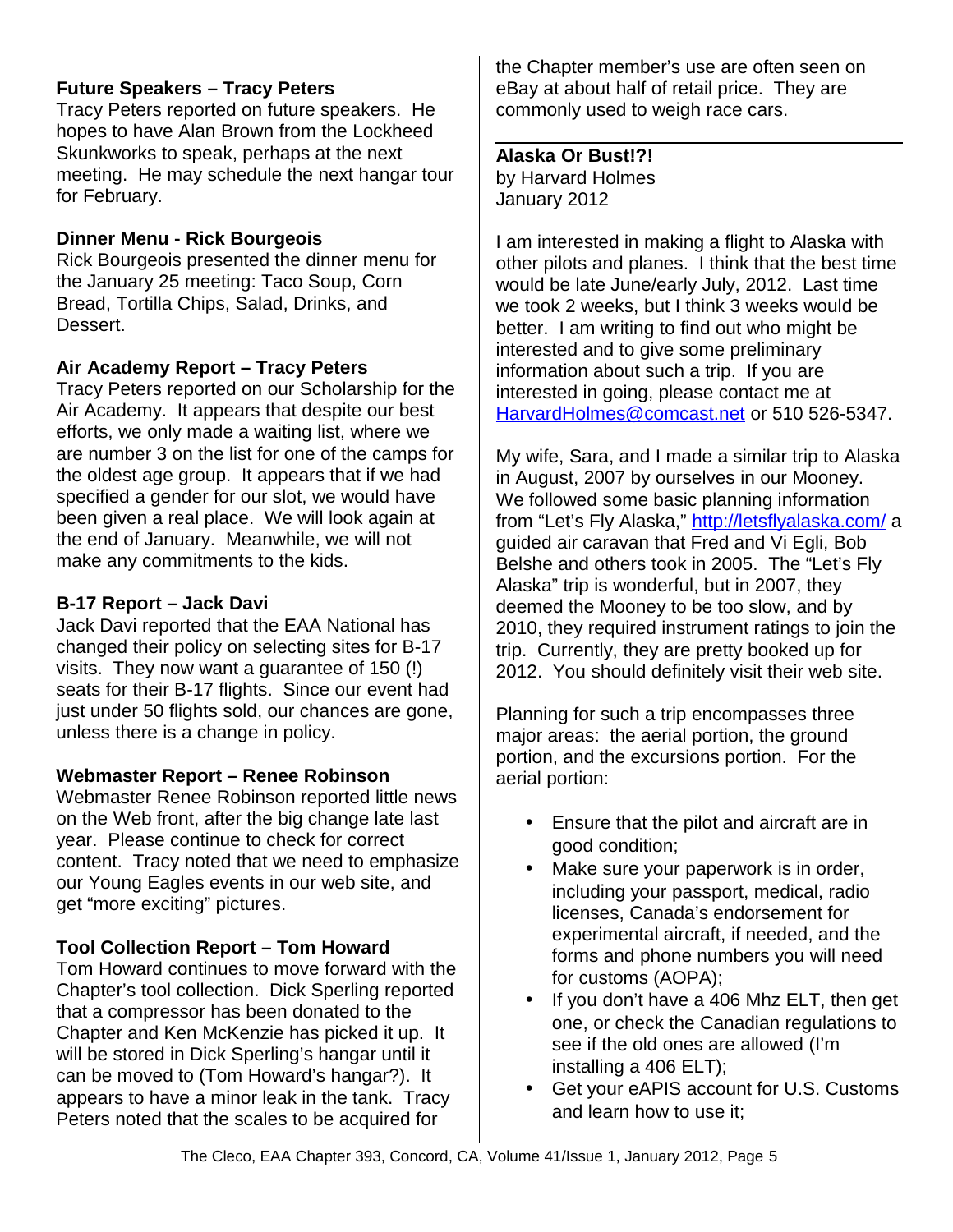**Future Speakers – Tracy Peters**
Tracy Peters reported on future speakers. He hopes to have Alan Brown from the Lockheed Skunkworks to speak, perhaps at the next meeting. He may schedule the next hangar tour for February.

**Dinner Menu - Rick Bourgeois**
Rick Bourgeois presented the dinner menu for the January 25 meeting: Taco Soup, Corn Bread, Tortilla Chips, Salad, Drinks, and Dessert.

**Air Academy Report – Tracy Peters**
Tracy Peters reported on our Scholarship for the Air Academy. It appears that despite our best efforts, we only made a waiting list, where we are number 3 on the list for one of the camps for the oldest age group. It appears that if we had specified a gender for our slot, we would have been given a real place. We will look again at the end of January. Meanwhile, we will not make any commitments to the kids.

**B-17 Report – Jack Davi**
Jack Davi reported that the EAA National has changed their policy on selecting sites for B-17 visits. They now want a guarantee of 150 (!) seats for their B-17 flights. Since our event had just under 50 flights sold, our chances are gone, unless there is a change in policy.

**Webmaster Report – Renee Robinson**
Webmaster Renee Robinson reported little news on the Web front, after the big change late last year. Please continue to check for correct content. Tracy noted that we need to emphasize our Young Eagles events in our web site, and get "more exciting" pictures.

**Tool Collection Report – Tom Howard**
Tom Howard continues to move forward with the Chapter's tool collection. Dick Sperling reported that a compressor has been donated to the Chapter and Ken McKenzie has picked it up. It will be stored in Dick Sperling's hangar until it can be moved to (Tom Howard's hangar?). It appears to have a minor leak in the tank. Tracy Peters noted that the scales to be acquired for the Chapter member's use are often seen on eBay at about half of retail price. They are commonly used to weigh race cars.

---

**Alaska Or Bust!?!**
by Harvard Holmes
January 2012

I am interested in making a flight to Alaska with other pilots and planes. I think that the best time would be late June/early July, 2012. Last time we took 2 weeks, but I think 3 weeks would be better. I am writing to find out who might be interested and to give some preliminary information about such a trip. If you are interested in going, please contact me at HarvardHolmes@comcast.net or 510 526-5347.

My wife, Sara, and I made a similar trip to Alaska in August, 2007 by ourselves in our Mooney. We followed some basic planning information from "Let's Fly Alaska," http://letsflyalaska.com/ a guided air caravan that Fred and Vi Egli, Bob Belshe and others took in 2005. The "Let's Fly Alaska" trip is wonderful, but in 2007, they deemed the Mooney to be too slow, and by 2010, they required instrument ratings to join the trip. Currently, they are pretty booked up for 2012. You should definitely visit their web site.

Planning for such a trip encompasses three major areas: the aerial portion, the ground portion, and the excursions portion. For the aerial portion:

- Ensure that the pilot and aircraft are in good condition;
- Make sure your paperwork is in order, including your passport, medical, radio licenses, Canada's endorsement for experimental aircraft, if needed, and the forms and phone numbers you will need for customs (AOPA);
- If you don't have a 406 Mhz ELT, then get one, or check the Canadian regulations to see if the old ones are allowed (I'm installing a 406 ELT);
- Get your eAPIS account for U.S. Customs and learn how to use it;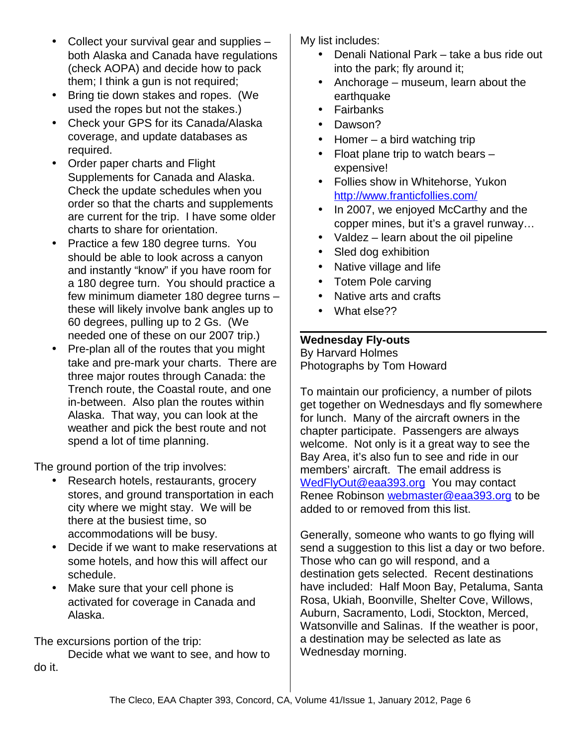- Collect your survival gear and supplies – both Alaska and Canada have regulations (check AOPA) and decide how to pack them; I think a gun is not required;
- Bring tie down stakes and ropes. (We used the ropes but not the stakes.)
- Check your GPS for its Canada/Alaska coverage, and update databases as required.
- Order paper charts and Flight Supplements for Canada and Alaska. Check the update schedules when you order so that the charts and supplements are current for the trip. I have some older charts to share for orientation.
- Practice a few 180 degree turns. You should be able to look across a canyon and instantly "know" if you have room for a 180 degree turn. You should practice a few minimum diameter 180 degree turns – these will likely involve bank angles up to 60 degrees, pulling up to 2 Gs. (We needed one of these on our 2007 trip.)
- Pre-plan all of the routes that you might take and pre-mark your charts. There are three major routes through Canada: the Trench route, the Coastal route, and one in-between. Also plan the routes within Alaska. That way, you can look at the weather and pick the best route and not spend a lot of time planning.

The ground portion of the trip involves:

- Research hotels, restaurants, grocery stores, and ground transportation in each city where we might stay. We will be there at the busiest time, so accommodations will be busy.
- Decide if we want to make reservations at some hotels, and how this will affect our schedule.
- Make sure that your cell phone is activated for coverage in Canada and Alaska.

The excursions portion of the trip:

Decide what we want to see, and how to do it.

My list includes:

- Denali National Park – take a bus ride out into the park; fly around it;
- Anchorage – museum, learn about the earthquake
- Fairbanks
- Dawson?
- Homer – a bird watching trip
- Float plane trip to watch bears – expensive!
- Follies show in Whitehorse, Yukon http://www.franticfollies.com/
- In 2007, we enjoyed McCarthy and the copper mines, but it's a gravel runway…
- Valdez – learn about the oil pipeline
- Sled dog exhibition
- Native village and life
- Totem Pole carving
- Native arts and crafts
- What else??

---

**Wednesday Fly-outs**
By Harvard Holmes
Photographs by Tom Howard

To maintain our proficiency, a number of pilots get together on Wednesdays and fly somewhere for lunch. Many of the aircraft owners in the chapter participate. Passengers are always welcome. Not only is it a great way to see the Bay Area, it's also fun to see and ride in our members' aircraft. The email address is WedFlyOut@eaa393.org You may contact Renee Robinson webmaster@eaa393.org to be added to or removed from this list.

Generally, someone who wants to go flying will send a suggestion to this list a day or two before. Those who can go will respond, and a destination gets selected. Recent destinations have included: Half Moon Bay, Petaluma, Santa Rosa, Ukiah, Boonville, Shelter Cove, Willows, Auburn, Sacramento, Lodi, Stockton, Merced, Watsonville and Salinas. If the weather is poor, a destination may be selected as late as Wednesday morning.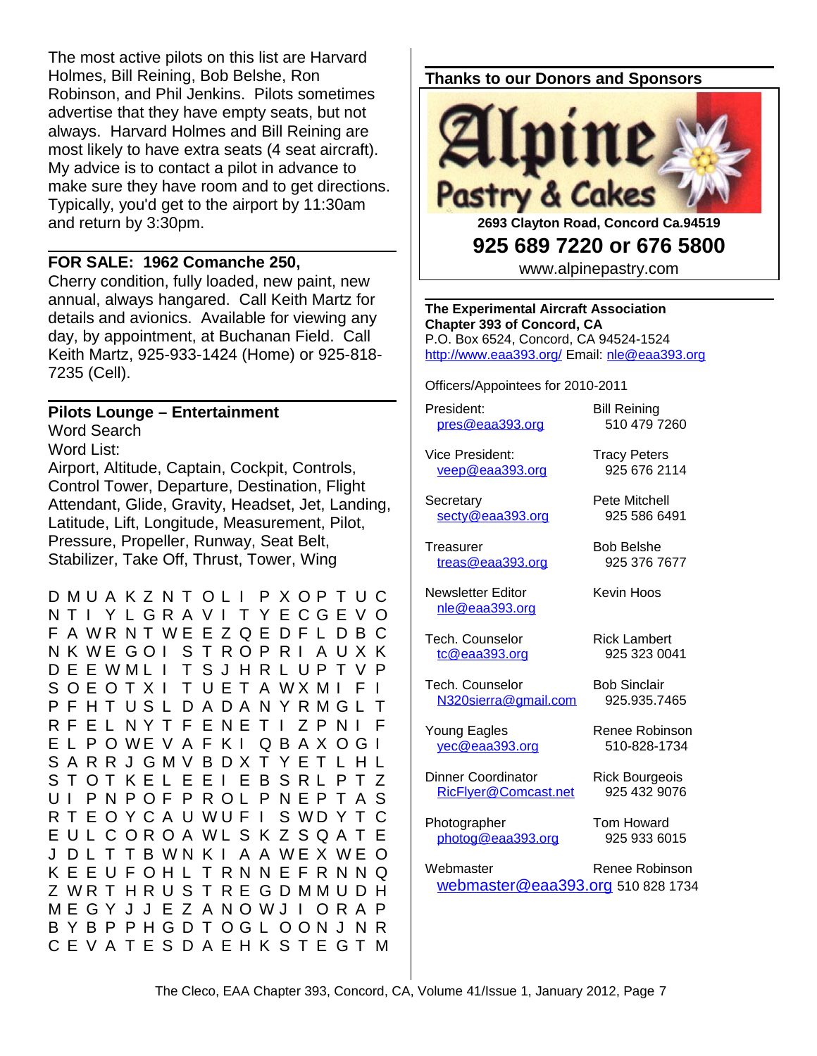The most active pilots on this list are Harvard Holmes, Bill Reining, Bob Belshe, Ron Robinson, and Phil Jenkins. Pilots sometimes advertise that they have empty seats, but not always. Harvard Holmes and Bill Reining are most likely to have extra seats (4 seat aircraft). My advice is to contact a pilot in advance to make sure they have room and to get directions. Typically, you'd get to the airport by 11:30am and return by 3:30pm.

## FOR SALE: 1962 Comanche 250,

Cherry condition, fully loaded, new paint, new annual, always hangared. Call Keith Martz for details and avionics. Available for viewing any day, by appointment, at Buchanan Field. Call Keith Martz, 925-933-1424 (Home) or 925-818-7235 (Cell).

## Pilots Lounge – Entertainment

Word Search

Word List:

Airport, Altitude, Captain, Cockpit, Controls, Control Tower, Departure, Destination, Flight Attendant, Glide, Gravity, Headset, Jet, Landing, Latitude, Lift, Longitude, Measurement, Pilot, Pressure, Propeller, Runway, Seat Belt, Stabilizer, Take Off, Thrust, Tower, Wing

```
D M U A K Z N T O L I P X O P T U C
N T I Y L G R A V I T Y E C G E V O
F A W R N T W E E Z Q E D F L D B C
N K W E G O I S T R O P R I A U X K
D E E W M L I T S J H R L U P T V P
S O E O T X I T U E T A W X M I F I
P F H T U S L D A D A N Y R M G L T
R F E L N Y T F E N E T I Z P N I F
E L P O W E V A F K I Q B A X O G I
S A R R J G M V B D X T Y E T L H L
S T O T K E L E E I E B S R L P T Z
U I P N P O F P R O L P N E P T A S
R T E O Y C A U W U F I S W D Y T C
E U L C O R O A W L S K Z S Q A T E
J D L T T B W N K I A A W E X W E O
K E E U F O H L T R N N E F R N N Q
Z W R T H R U S T R E G D M M U D H
M E G Y J J E Z A N O W J I O R A P
B Y B P P H G D T O G L O O N J N R
C E V A T E S D A E H K S T E G T M
```

## Thanks to our Donors and Sponsors

**Alpine Pastry & Cakes**

**2693 Clayton Road, Concord Ca.94519**

**925 689 7220 or 676 5800**

www.alpinepastry.com

**The Experimental Aircraft Association**
**Chapter 393 of Concord, CA**
P.O. Box 6524, Concord, CA 94524-1524
http://www.eaa393.org/ Email: nle@eaa393.org

Officers/Appointees for 2010-2011

| Position | Name / Phone |
|---|---|
| President: pres@eaa393.org | Bill Reining 510 479 7260 |
| Vice President: veep@eaa393.org | Tracy Peters 925 676 2114 |
| Secretary secty@eaa393.org | Pete Mitchell 925 586 6491 |
| Treasurer treas@eaa393.org | Bob Belshe 925 376 7677 |
| Newsletter Editor nle@eaa393.org | Kevin Hoos |
| Tech. Counselor tc@eaa393.org | Rick Lambert 925 323 0041 |
| Tech. Counselor N320sierra@gmail.com | Bob Sinclair 925.935.7465 |
| Young Eagles yec@eaa393.org | Renee Robinson 510-828-1734 |
| Dinner Coordinator RicFlyer@Comcast.net | Rick Bourgeois 925 432 9076 |
| Photographer photog@eaa393.org | Tom Howard 925 933 6015 |
| Webmaster webmaster@eaa393.org | Renee Robinson 510 828 1734 |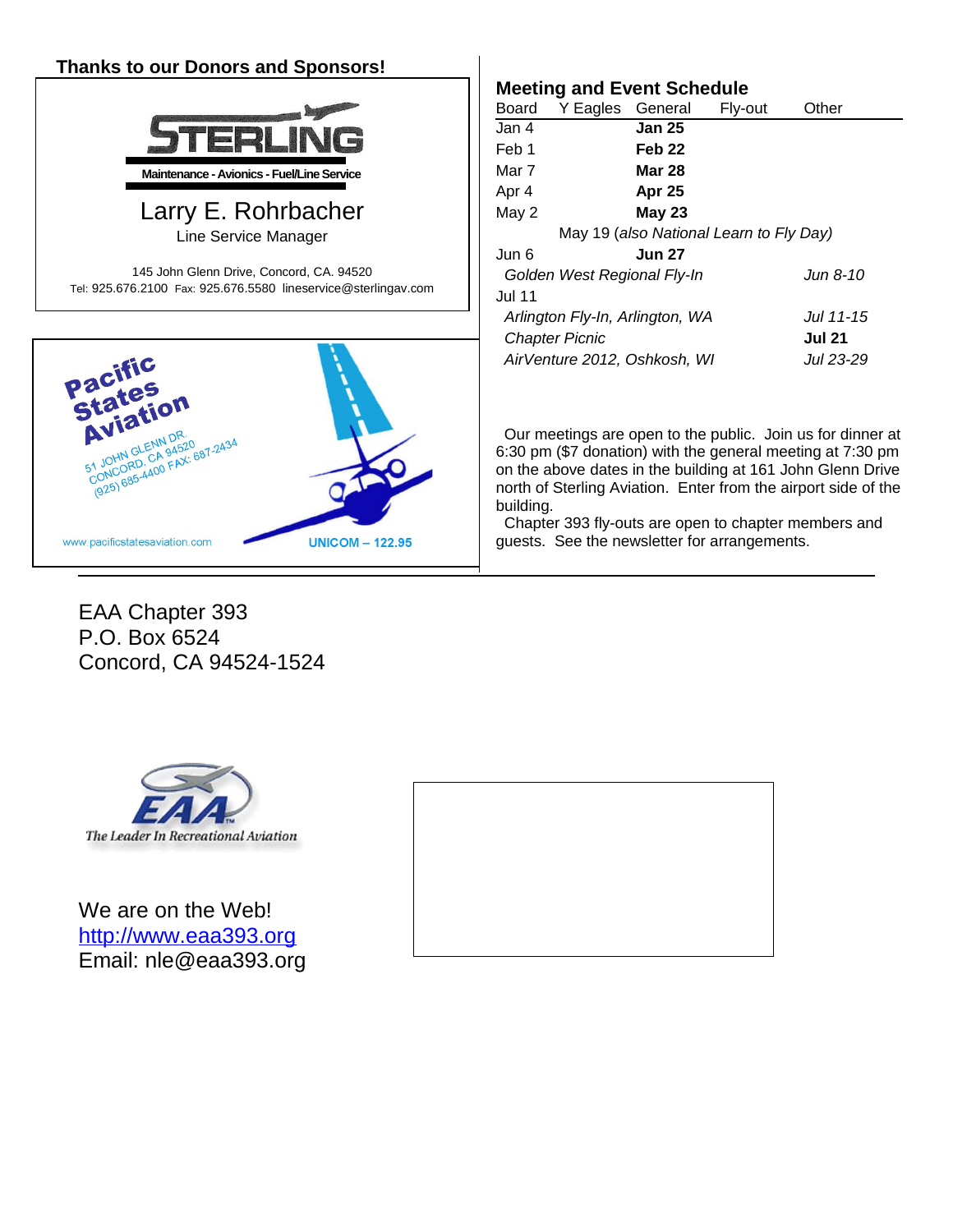**Thanks to our Donors and Sponsors!**

STERLING

Maintenance - Avionics - Fuel/Line Service

Larry E. Rohrbacher

Line Service Manager

145 John Glenn Drive, Concord, CA. 94520

Tel: 925.676.2100 Fax: 925.676.5580 lineservice@sterlingav.com

Pacific States Aviation

51 JOHN GLENN DR.
CONCORD, CA 94520
(925) 685-4400 FAX: 687-2434

www.pacificstatesaviation.com

UNICOM – 122.95

## Meeting and Event Schedule

| Board | Y Eagles | General | Fly-out | Other |
|---|---|---|---|---|
| Jan 4 | | **Jan 25** | | |
| Feb 1 | | **Feb 22** | | |
| Mar 7 | | **Mar 28** | | |
| Apr 4 | | **Apr 25** | | |
| May 2 | | **May 23** | | |
| | May 19 (*also National Learn to Fly Day)* | | | |
| Jun 6 | | **Jun 27** | | |
| *Golden West Regional Fly-In* | | | | *Jun 8-10* |
| Jul 11 | | | | |
| *Arlington Fly-In, Arlington, WA* | | | | *Jul 11-15* |
| *Chapter Picnic* | | | | **Jul 21** |
| *AirVenture 2012, Oshkosh, WI* | | | | *Jul 23-29* |

Our meetings are open to the public. Join us for dinner at 6:30 pm ($7 donation) with the general meeting at 7:30 pm on the above dates in the building at 161 John Glenn Drive north of Sterling Aviation. Enter from the airport side of the building.

Chapter 393 fly-outs are open to chapter members and guests. See the newsletter for arrangements.

EAA Chapter 393
P.O. Box 6524
Concord, CA 94524-1524

EAA
The Leader In Recreational Aviation

We are on the Web!
http://www.eaa393.org
Email: nle@eaa393.org